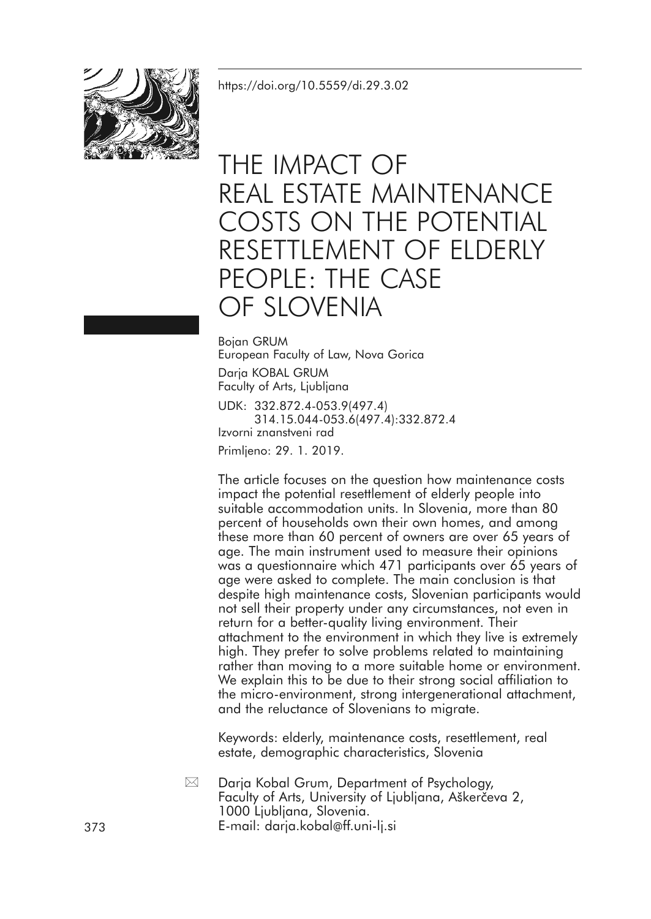https://doi.org/10.5559/di.29.3.02

# THE IMPACT OF REAL ESTATE MAINTENANCE COSTS ON THE POTENTIAL RESETTLEMENT OF ELDERLY PEOPLE: THE CASE OF SLOVENIA

Bojan GRUM
European Faculty of Law, Nova Gorica

Darja KOBAL GRUM
Faculty of Arts, Ljubljana

UDK: 332.872.4-053.9(497.4)
314.15.044-053.6(497.4):332.872.4
Izvorni znanstveni rad

Primljeno: 29. 1. 2019.

The article focuses on the question how maintenance costs impact the potential resettlement of elderly people into suitable accommodation units. In Slovenia, more than 80 percent of households own their own homes, and among these more than 60 percent of owners are over 65 years of age. The main instrument used to measure their opinions was a questionnaire which 471 participants over 65 years of age were asked to complete. The main conclusion is that despite high maintenance costs, Slovenian participants would not sell their property under any circumstances, not even in return for a better-quality living environment. Their attachment to the environment in which they live is extremely high. They prefer to solve problems related to maintaining rather than moving to a more suitable home or environment. We explain this to be due to their strong social affiliation to the micro-environment, strong intergenerational attachment, and the reluctance of Slovenians to migrate.

Keywords: elderly, maintenance costs, resettlement, real estate, demographic characteristics, Slovenia

✉ Darja Kobal Grum, Department of Psychology, Faculty of Arts, University of Ljubljana, Aškerčeva 2, 1000 Ljubljana, Slovenia.
E-mail: darja.kobal@ff.uni-lj.si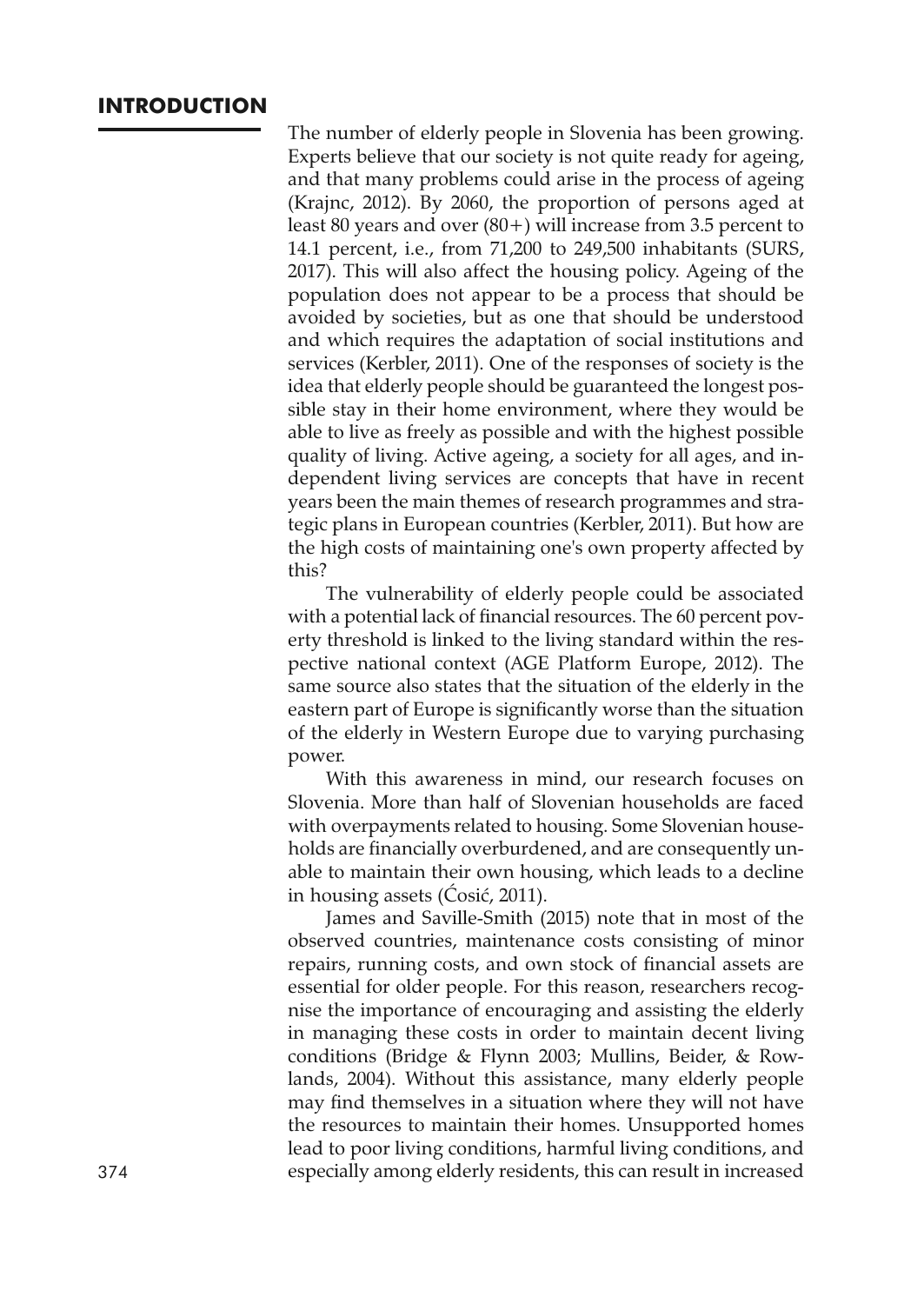## INTRODUCTION

The number of elderly people in Slovenia has been growing. Experts believe that our society is not quite ready for ageing, and that many problems could arise in the process of ageing (Krajnc, 2012). By 2060, the proportion of persons aged at least 80 years and over (80+) will increase from 3.5 percent to 14.1 percent, i.e., from 71,200 to 249,500 inhabitants (SURS, 2017). This will also affect the housing policy. Ageing of the population does not appear to be a process that should be avoided by societies, but as one that should be understood and which requires the adaptation of social institutions and services (Kerbler, 2011). One of the responses of society is the idea that elderly people should be guaranteed the longest possible stay in their home environment, where they would be able to live as freely as possible and with the highest possible quality of living. Active ageing, a society for all ages, and independent living services are concepts that have in recent years been the main themes of research programmes and strategic plans in European countries (Kerbler, 2011). But how are the high costs of maintaining one's own property affected by this?

The vulnerability of elderly people could be associated with a potential lack of financial resources. The 60 percent poverty threshold is linked to the living standard within the respective national context (AGE Platform Europe, 2012). The same source also states that the situation of the elderly in the eastern part of Europe is significantly worse than the situation of the elderly in Western Europe due to varying purchasing power.

With this awareness in mind, our research focuses on Slovenia. More than half of Slovenian households are faced with overpayments related to housing. Some Slovenian households are financially overburdened, and are consequently unable to maintain their own housing, which leads to a decline in housing assets (Ćosić, 2011).

James and Saville-Smith (2015) note that in most of the observed countries, maintenance costs consisting of minor repairs, running costs, and own stock of financial assets are essential for older people. For this reason, researchers recognise the importance of encouraging and assisting the elderly in managing these costs in order to maintain decent living conditions (Bridge & Flynn 2003; Mullins, Beider, & Rowlands, 2004). Without this assistance, many elderly people may find themselves in a situation where they will not have the resources to maintain their homes. Unsupported homes lead to poor living conditions, harmful living conditions, and especially among elderly residents, this can result in increased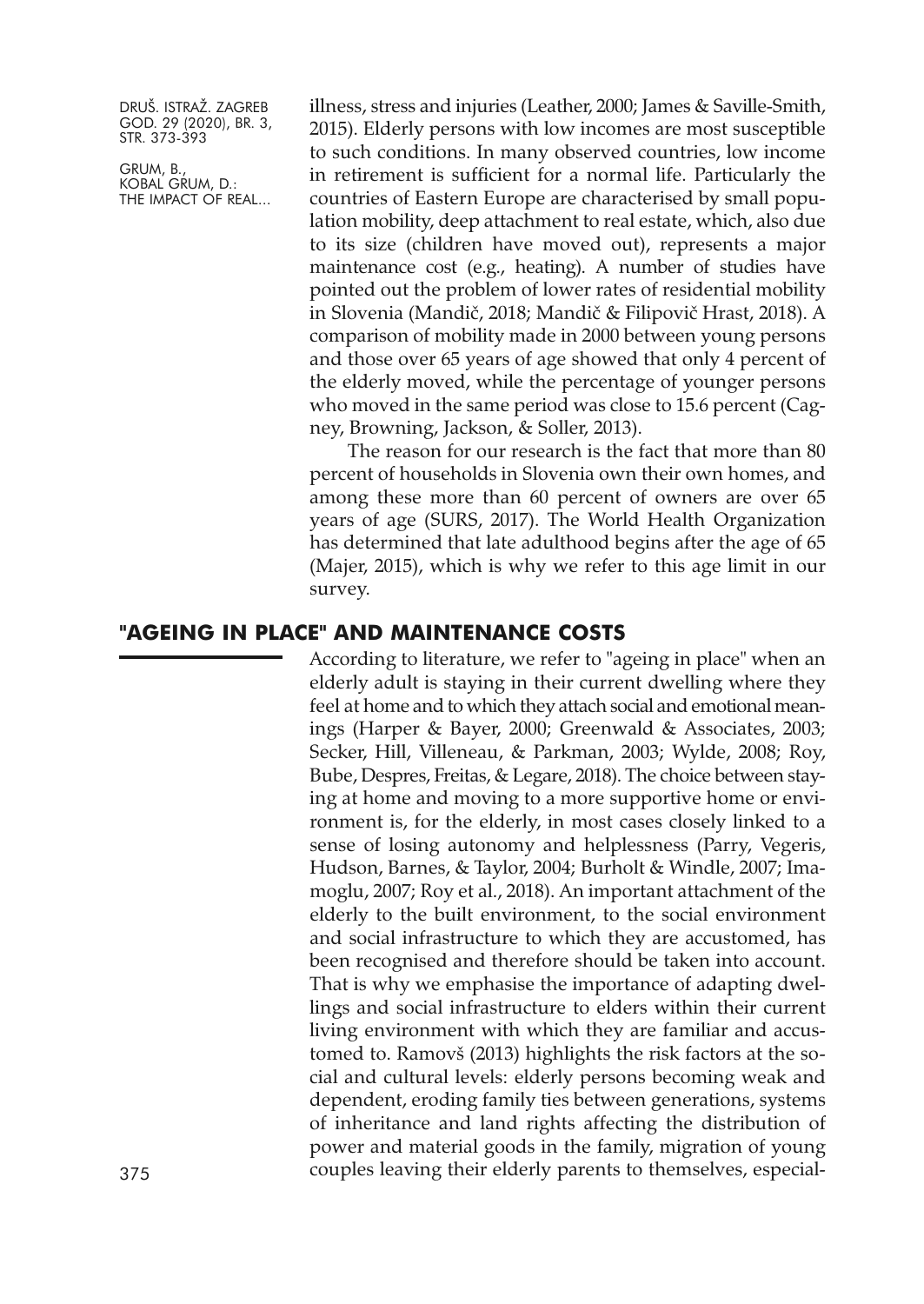illness, stress and injuries (Leather, 2000; James & Saville-Smith, 2015). Elderly persons with low incomes are most susceptible to such conditions. In many observed countries, low income in retirement is sufficient for a normal life. Particularly the countries of Eastern Europe are characterised by small population mobility, deep attachment to real estate, which, also due to its size (children have moved out), represents a major maintenance cost (e.g., heating). A number of studies have pointed out the problem of lower rates of residential mobility in Slovenia (Mandič, 2018; Mandič & Filipovič Hrast, 2018). A comparison of mobility made in 2000 between young persons and those over 65 years of age showed that only 4 percent of the elderly moved, while the percentage of younger persons who moved in the same period was close to 15.6 percent (Cagney, Browning, Jackson, & Soller, 2013).

The reason for our research is the fact that more than 80 percent of households in Slovenia own their own homes, and among these more than 60 percent of owners are over 65 years of age (SURS, 2017). The World Health Organization has determined that late adulthood begins after the age of 65 (Majer, 2015), which is why we refer to this age limit in our survey.

## "AGEING IN PLACE" AND MAINTENANCE COSTS

According to literature, we refer to "ageing in place" when an elderly adult is staying in their current dwelling where they feel at home and to which they attach social and emotional meanings (Harper & Bayer, 2000; Greenwald & Associates, 2003; Secker, Hill, Villeneau, & Parkman, 2003; Wylde, 2008; Roy, Bube, Despres, Freitas, & Legare, 2018). The choice between staying at home and moving to a more supportive home or environment is, for the elderly, in most cases closely linked to a sense of losing autonomy and helplessness (Parry, Vegeris, Hudson, Barnes, & Taylor, 2004; Burholt & Windle, 2007; Imamoglu, 2007; Roy et al., 2018). An important attachment of the elderly to the built environment, to the social environment and social infrastructure to which they are accustomed, has been recognised and therefore should be taken into account. That is why we emphasise the importance of adapting dwellings and social infrastructure to elders within their current living environment with which they are familiar and accustomed to. Ramovš (2013) highlights the risk factors at the social and cultural levels: elderly persons becoming weak and dependent, eroding family ties between generations, systems of inheritance and land rights affecting the distribution of power and material goods in the family, migration of young couples leaving their elderly parents to themselves, especial-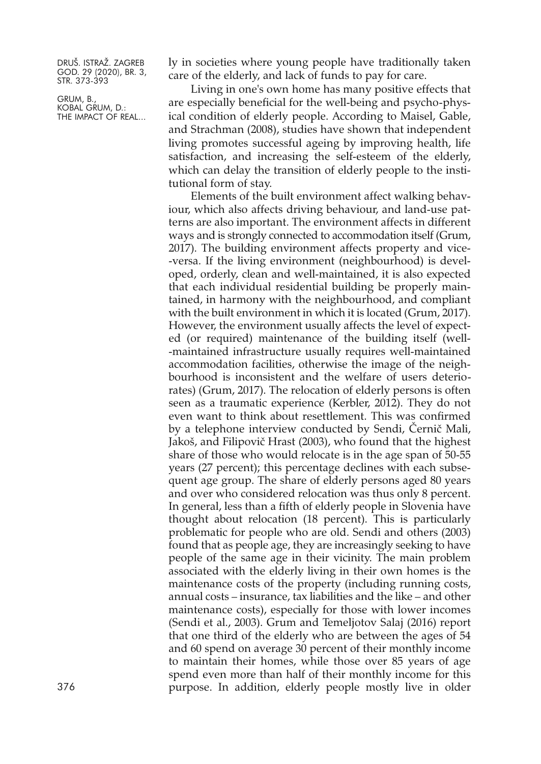ly in societies where young people have traditionally taken care of the elderly, and lack of funds to pay for care.

Living in one's own home has many positive effects that are especially beneficial for the well-being and psycho-physical condition of elderly people. According to Maisel, Gable, and Strachman (2008), studies have shown that independent living promotes successful ageing by improving health, life satisfaction, and increasing the self-esteem of the elderly, which can delay the transition of elderly people to the institutional form of stay.

Elements of the built environment affect walking behaviour, which also affects driving behaviour, and land-use patterns are also important. The environment affects in different ways and is strongly connected to accommodation itself (Grum, 2017). The building environment affects property and vice-versa. If the living environment (neighbourhood) is developed, orderly, clean and well-maintained, it is also expected that each individual residential building be properly maintained, in harmony with the neighbourhood, and compliant with the built environment in which it is located (Grum, 2017). However, the environment usually affects the level of expected (or required) maintenance of the building itself (well-maintained infrastructure usually requires well-maintained accommodation facilities, otherwise the image of the neighbourhood is inconsistent and the welfare of users deteriorates) (Grum, 2017). The relocation of elderly persons is often seen as a traumatic experience (Kerbler, 2012). They do not even want to think about resettlement. This was confirmed by a telephone interview conducted by Sendi, Černič Mali, Jakoš, and Filipovič Hrast (2003), who found that the highest share of those who would relocate is in the age span of 50-55 years (27 percent); this percentage declines with each subsequent age group. The share of elderly persons aged 80 years and over who considered relocation was thus only 8 percent. In general, less than a fifth of elderly people in Slovenia have thought about relocation (18 percent). This is particularly problematic for people who are old. Sendi and others (2003) found that as people age, they are increasingly seeking to have people of the same age in their vicinity. The main problem associated with the elderly living in their own homes is the maintenance costs of the property (including running costs, annual costs – insurance, tax liabilities and the like – and other maintenance costs), especially for those with lower incomes (Sendi et al., 2003). Grum and Temeljotov Salaj (2016) report that one third of the elderly who are between the ages of 54 and 60 spend on average 30 percent of their monthly income to maintain their homes, while those over 85 years of age spend even more than half of their monthly income for this purpose. In addition, elderly people mostly live in older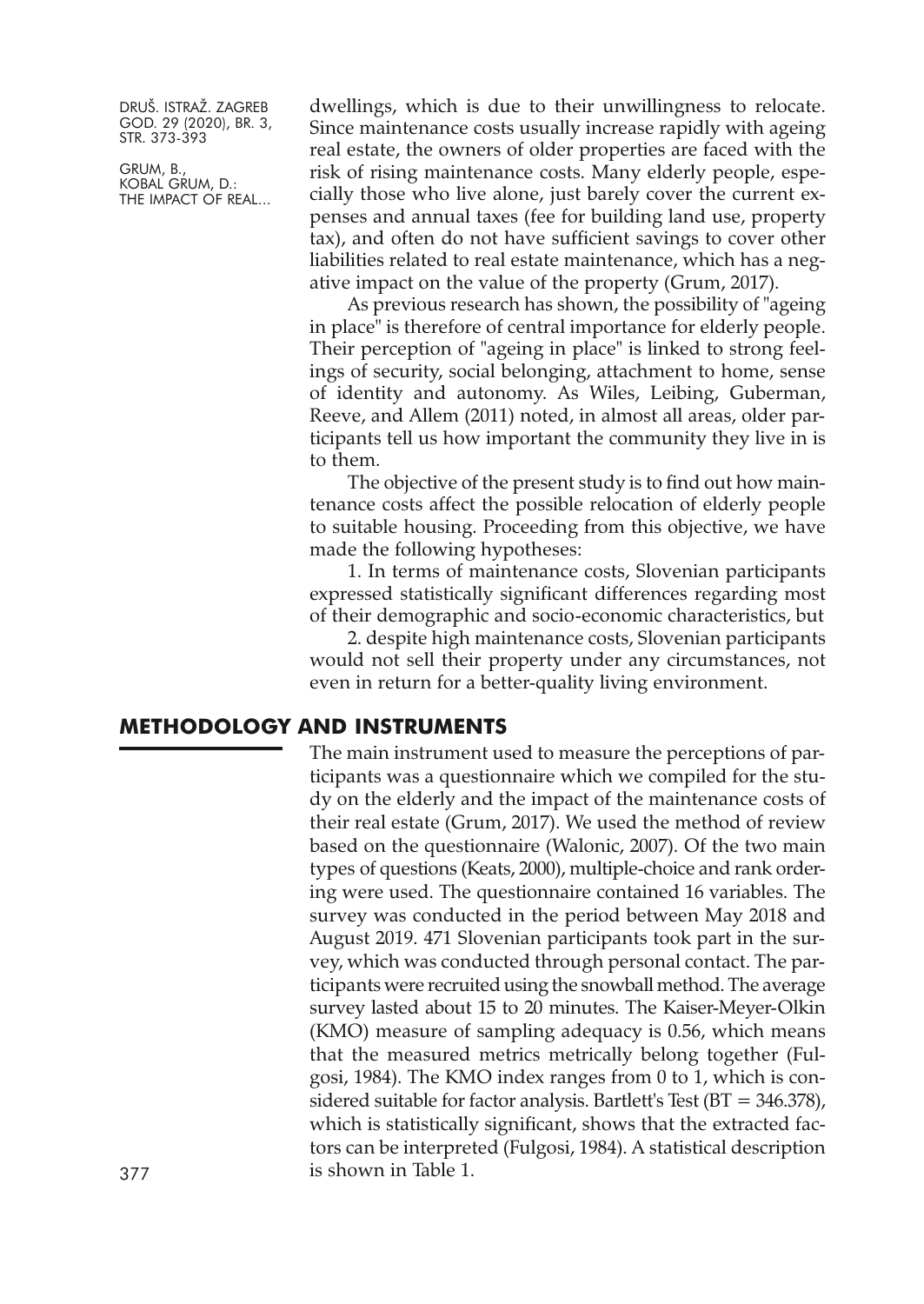dwellings, which is due to their unwillingness to relocate. Since maintenance costs usually increase rapidly with ageing real estate, the owners of older properties are faced with the risk of rising maintenance costs. Many elderly people, especially those who live alone, just barely cover the current expenses and annual taxes (fee for building land use, property tax), and often do not have sufficient savings to cover other liabilities related to real estate maintenance, which has a negative impact on the value of the property (Grum, 2017).

As previous research has shown, the possibility of "ageing in place" is therefore of central importance for elderly people. Their perception of "ageing in place" is linked to strong feelings of security, social belonging, attachment to home, sense of identity and autonomy. As Wiles, Leibing, Guberman, Reeve, and Allem (2011) noted, in almost all areas, older participants tell us how important the community they live in is to them.

The objective of the present study is to find out how maintenance costs affect the possible relocation of elderly people to suitable housing. Proceeding from this objective, we have made the following hypotheses:

1. In terms of maintenance costs, Slovenian participants expressed statistically significant differences regarding most of their demographic and socio-economic characteristics, but

2. despite high maintenance costs, Slovenian participants would not sell their property under any circumstances, not even in return for a better-quality living environment.

## METHODOLOGY AND INSTRUMENTS

The main instrument used to measure the perceptions of participants was a questionnaire which we compiled for the study on the elderly and the impact of the maintenance costs of their real estate (Grum, 2017). We used the method of review based on the questionnaire (Walonic, 2007). Of the two main types of questions (Keats, 2000), multiple-choice and rank ordering were used. The questionnaire contained 16 variables. The survey was conducted in the period between May 2018 and August 2019. 471 Slovenian participants took part in the survey, which was conducted through personal contact. The participants were recruited using the snowball method. The average survey lasted about 15 to 20 minutes. The Kaiser-Meyer-Olkin (KMO) measure of sampling adequacy is 0.56, which means that the measured metrics metrically belong together (Fulgosi, 1984). The KMO index ranges from 0 to 1, which is considered suitable for factor analysis. Bartlett's Test (BT = 346.378), which is statistically significant, shows that the extracted factors can be interpreted (Fulgosi, 1984). A statistical description is shown in Table 1.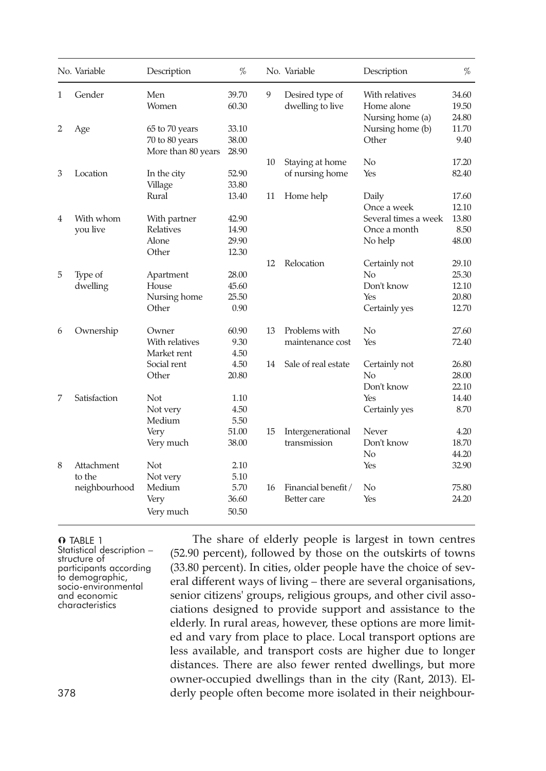| No. | Variable | Description | % | No. | Variable | Description | % |
|---|---|---|---|---|---|---|---|
| 1 | Gender | Men | 39.70 | 9 | Desired type of dwelling to live | With relatives | 34.60 |
| | | Women | 60.30 | | | Home alone | 19.50 |
| | | | | | | Nursing home (a) | 24.80 |
| 2 | Age | 65 to 70 years | 33.10 | | | Nursing home (b) | 11.70 |
| | | 70 to 80 years | 38.00 | | | Other | 9.40 |
| | | More than 80 years | 28.90 | | | | |
| | | | | 10 | Staying at home of nursing home | No | 17.20 |
| 3 | Location | In the city | 52.90 | | | Yes | 82.40 |
| | | Village | 33.80 | | | | |
| | | Rural | 13.40 | 11 | Home help | Daily | 17.60 |
| | | | | | | Once a week | 12.10 |
| 4 | With whom you live | With partner | 42.90 | | | Several times a week | 13.80 |
| | | Relatives | 14.90 | | | Once a month | 8.50 |
| | | Alone | 29.90 | | | No help | 48.00 |
| | | Other | 12.30 | | | | |
| | | | | 12 | Relocation | Certainly not | 29.10 |
| 5 | Type of dwelling | Apartment | 28.00 | | | No | 25.30 |
| | | House | 45.60 | | | Don't know | 12.10 |
| | | Nursing home | 25.50 | | | Yes | 20.80 |
| | | Other | 0.90 | | | Certainly yes | 12.70 |
| 6 | Ownership | Owner | 60.90 | 13 | Problems with maintenance cost | No | 27.60 |
| | | With relatives | 9.30 | | | Yes | 72.40 |
| | | Market rent | 4.50 | | | | |
| | | Social rent | 4.50 | 14 | Sale of real estate | Certainly not | 26.80 |
| | | Other | 20.80 | | | No | 28.00 |
| | | | | | | Don't know | 22.10 |
| 7 | Satisfaction | Not | 1.10 | | | Yes | 14.40 |
| | | Not very | 4.50 | | | Certainly yes | 8.70 |
| | | Medium | 5.50 | | | | |
| | | Very | 51.00 | 15 | Intergenerational transmission | Never | 4.20 |
| | | Very much | 38.00 | | | Don't know | 18.70 |
| | | | | | | No | 44.20 |
| 8 | Attachment to the neighbourhood | Not | 2.10 | | | Yes | 32.90 |
| | | Not very | 5.10 | | | | |
| | | Medium | 5.70 | 16 | Financial benefit / Better care | No | 75.80 |
| | | Very | 36.60 | | | Yes | 24.20 |
| | | Very much | 50.50 | | | | |

TABLE 1
Statistical description – structure of participants according to demographic, socio-environmental and economic characteristics

The share of elderly people is largest in town centres (52.90 percent), followed by those on the outskirts of towns (33.80 percent). In cities, older people have the choice of several different ways of living – there are several organisations, senior citizens' groups, religious groups, and other civil associations designed to provide support and assistance to the elderly. In rural areas, however, these options are more limited and vary from place to place. Local transport options are less available, and transport costs are higher due to longer distances. There are also fewer rented dwellings, but more owner-occupied dwellings than in the city (Rant, 2013). Elderly people often become more isolated in their neighbour-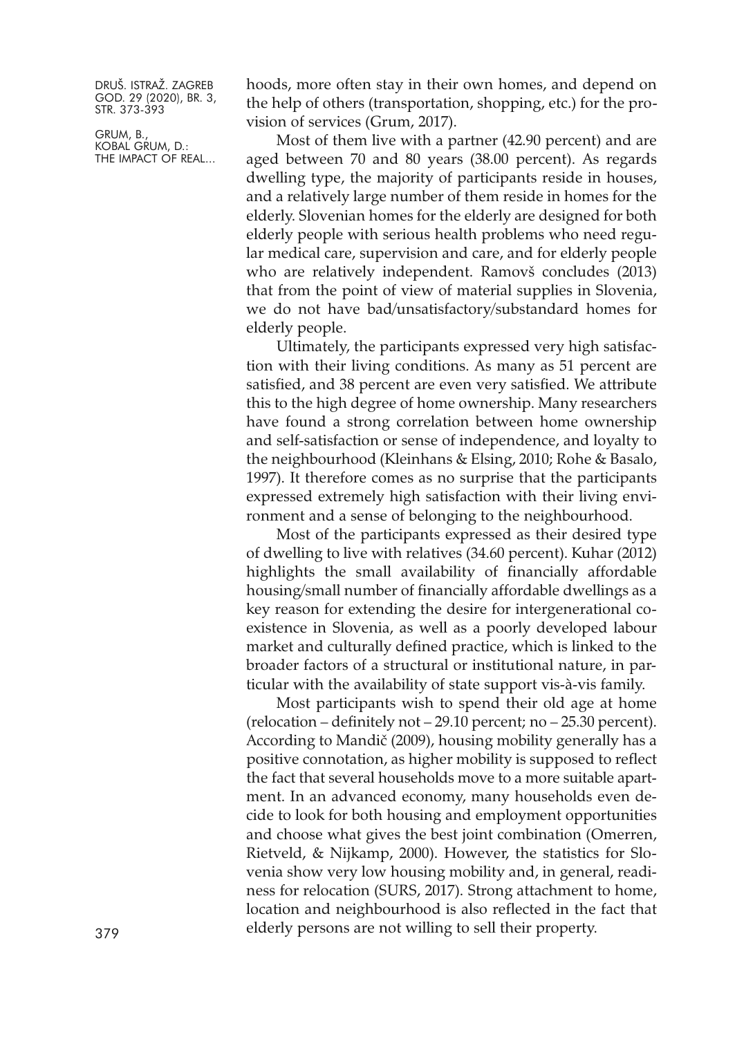hoods, more often stay in their own homes, and depend on the help of others (transportation, shopping, etc.) for the provision of services (Grum, 2017).

Most of them live with a partner (42.90 percent) and are aged between 70 and 80 years (38.00 percent). As regards dwelling type, the majority of participants reside in houses, and a relatively large number of them reside in homes for the elderly. Slovenian homes for the elderly are designed for both elderly people with serious health problems who need regular medical care, supervision and care, and for elderly people who are relatively independent. Ramovš concludes (2013) that from the point of view of material supplies in Slovenia, we do not have bad/unsatisfactory/substandard homes for elderly people.

Ultimately, the participants expressed very high satisfaction with their living conditions. As many as 51 percent are satisfied, and 38 percent are even very satisfied. We attribute this to the high degree of home ownership. Many researchers have found a strong correlation between home ownership and self-satisfaction or sense of independence, and loyalty to the neighbourhood (Kleinhans & Elsing, 2010; Rohe & Basalo, 1997). It therefore comes as no surprise that the participants expressed extremely high satisfaction with their living environment and a sense of belonging to the neighbourhood.

Most of the participants expressed as their desired type of dwelling to live with relatives (34.60 percent). Kuhar (2012) highlights the small availability of financially affordable housing/small number of financially affordable dwellings as a key reason for extending the desire for intergenerational coexistence in Slovenia, as well as a poorly developed labour market and culturally defined practice, which is linked to the broader factors of a structural or institutional nature, in particular with the availability of state support vis-à-vis family.

Most participants wish to spend their old age at home (relocation – definitely not – 29.10 percent; no – 25.30 percent). According to Mandič (2009), housing mobility generally has a positive connotation, as higher mobility is supposed to reflect the fact that several households move to a more suitable apartment. In an advanced economy, many households even decide to look for both housing and employment opportunities and choose what gives the best joint combination (Omerren, Rietveld, & Nijkamp, 2000). However, the statistics for Slovenia show very low housing mobility and, in general, readiness for relocation (SURS, 2017). Strong attachment to home, location and neighbourhood is also reflected in the fact that elderly persons are not willing to sell their property.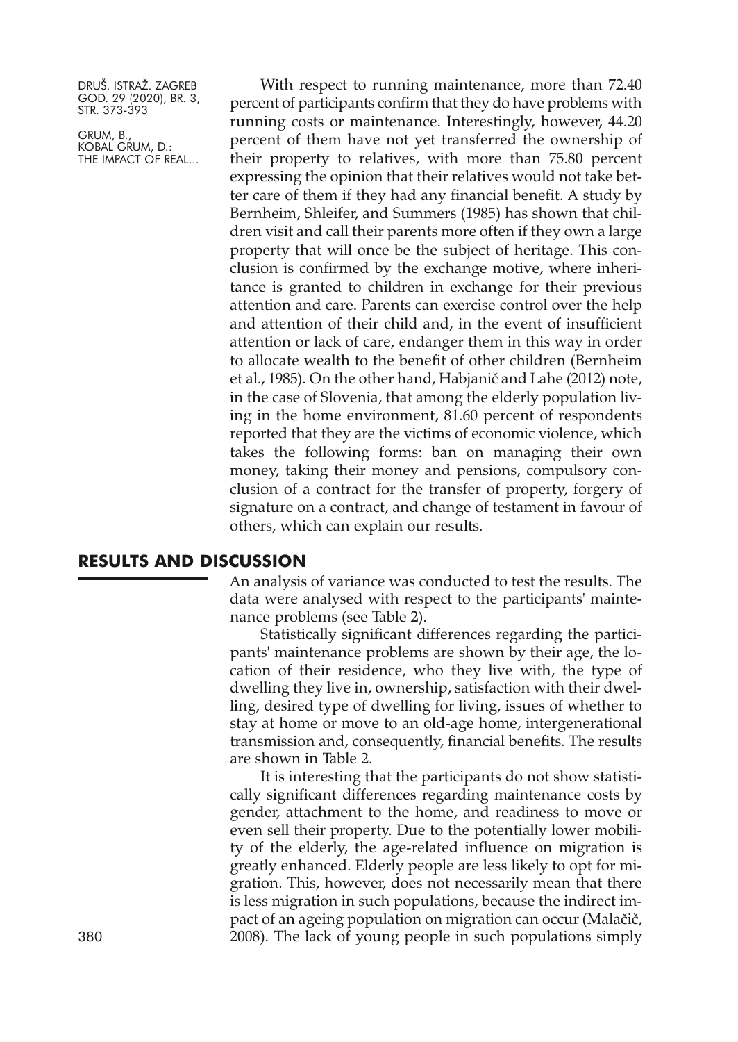With respect to running maintenance, more than 72.40 percent of participants confirm that they do have problems with running costs or maintenance. Interestingly, however, 44.20 percent of them have not yet transferred the ownership of their property to relatives, with more than 75.80 percent expressing the opinion that their relatives would not take better care of them if they had any financial benefit. A study by Bernheim, Shleifer, and Summers (1985) has shown that children visit and call their parents more often if they own a large property that will once be the subject of heritage. This conclusion is confirmed by the exchange motive, where inheritance is granted to children in exchange for their previous attention and care. Parents can exercise control over the help and attention of their child and, in the event of insufficient attention or lack of care, endanger them in this way in order to allocate wealth to the benefit of other children (Bernheim et al., 1985). On the other hand, Habjanič and Lahe (2012) note, in the case of Slovenia, that among the elderly population living in the home environment, 81.60 percent of respondents reported that they are the victims of economic violence, which takes the following forms: ban on managing their own money, taking their money and pensions, compulsory conclusion of a contract for the transfer of property, forgery of signature on a contract, and change of testament in favour of others, which can explain our results.

## RESULTS AND DISCUSSION

An analysis of variance was conducted to test the results. The data were analysed with respect to the participants' maintenance problems (see Table 2).

Statistically significant differences regarding the participants' maintenance problems are shown by their age, the location of their residence, who they live with, the type of dwelling they live in, ownership, satisfaction with their dwelling, desired type of dwelling for living, issues of whether to stay at home or move to an old-age home, intergenerational transmission and, consequently, financial benefits. The results are shown in Table 2.

It is interesting that the participants do not show statistically significant differences regarding maintenance costs by gender, attachment to the home, and readiness to move or even sell their property. Due to the potentially lower mobility of the elderly, the age-related influence on migration is greatly enhanced. Elderly people are less likely to opt for migration. This, however, does not necessarily mean that there is less migration in such populations, because the indirect impact of an ageing population on migration can occur (Malačič, 2008). The lack of young people in such populations simply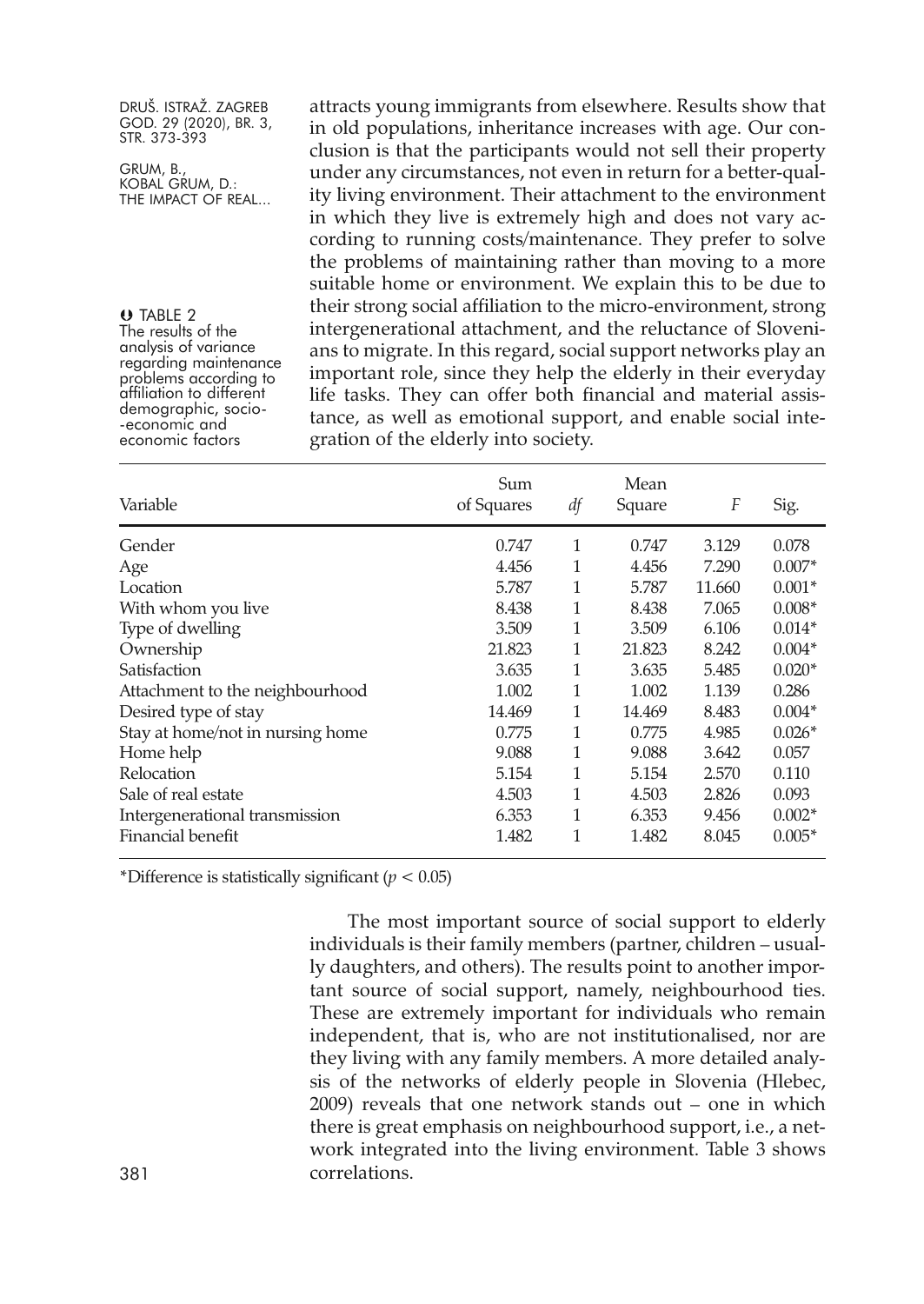attracts young immigrants from elsewhere. Results show that in old populations, inheritance increases with age. Our conclusion is that the participants would not sell their property under any circumstances, not even in return for a better-quality living environment. Their attachment to the environment in which they live is extremely high and does not vary according to running costs/maintenance. They prefer to solve the problems of maintaining rather than moving to a more suitable home or environment. We explain this to be due to their strong social affiliation to the micro-environment, strong intergenerational attachment, and the reluctance of Slovenians to migrate. In this regard, social support networks play an important role, since they help the elderly in their everyday life tasks. They can offer both financial and material assistance, as well as emotional support, and enable social integration of the elderly into society.

TABLE 2
The results of the analysis of variance regarding maintenance problems according to affiliation to different demographic, socio-economic and economic factors

| Variable | Sum of Squares | *df* | Mean Square | *F* | Sig. |
|---|---|---|---|---|---|
| Gender | 0.747 | 1 | 0.747 | 3.129 | 0.078 |
| Age | 4.456 | 1 | 4.456 | 7.290 | 0.007* |
| Location | 5.787 | 1 | 5.787 | 11.660 | 0.001* |
| With whom you live | 8.438 | 1 | 8.438 | 7.065 | 0.008* |
| Type of dwelling | 3.509 | 1 | 3.509 | 6.106 | 0.014* |
| Ownership | 21.823 | 1 | 21.823 | 8.242 | 0.004* |
| Satisfaction | 3.635 | 1 | 3.635 | 5.485 | 0.020* |
| Attachment to the neighbourhood | 1.002 | 1 | 1.002 | 1.139 | 0.286 |
| Desired type of stay | 14.469 | 1 | 14.469 | 8.483 | 0.004* |
| Stay at home/not in nursing home | 0.775 | 1 | 0.775 | 4.985 | 0.026* |
| Home help | 9.088 | 1 | 9.088 | 3.642 | 0.057 |
| Relocation | 5.154 | 1 | 5.154 | 2.570 | 0.110 |
| Sale of real estate | 4.503 | 1 | 4.503 | 2.826 | 0.093 |
| Intergenerational transmission | 6.353 | 1 | 6.353 | 9.456 | 0.002* |
| Financial benefit | 1.482 | 1 | 1.482 | 8.045 | 0.005* |

*Difference is statistically significant ($p < 0.05$)

The most important source of social support to elderly individuals is their family members (partner, children – usually daughters, and others). The results point to another important source of social support, namely, neighbourhood ties. These are extremely important for individuals who remain independent, that is, who are not institutionalised, nor are they living with any family members. A more detailed analysis of the networks of elderly people in Slovenia (Hlebec, 2009) reveals that one network stands out – one in which there is great emphasis on neighbourhood support, i.e., a network integrated into the living environment. Table 3 shows correlations.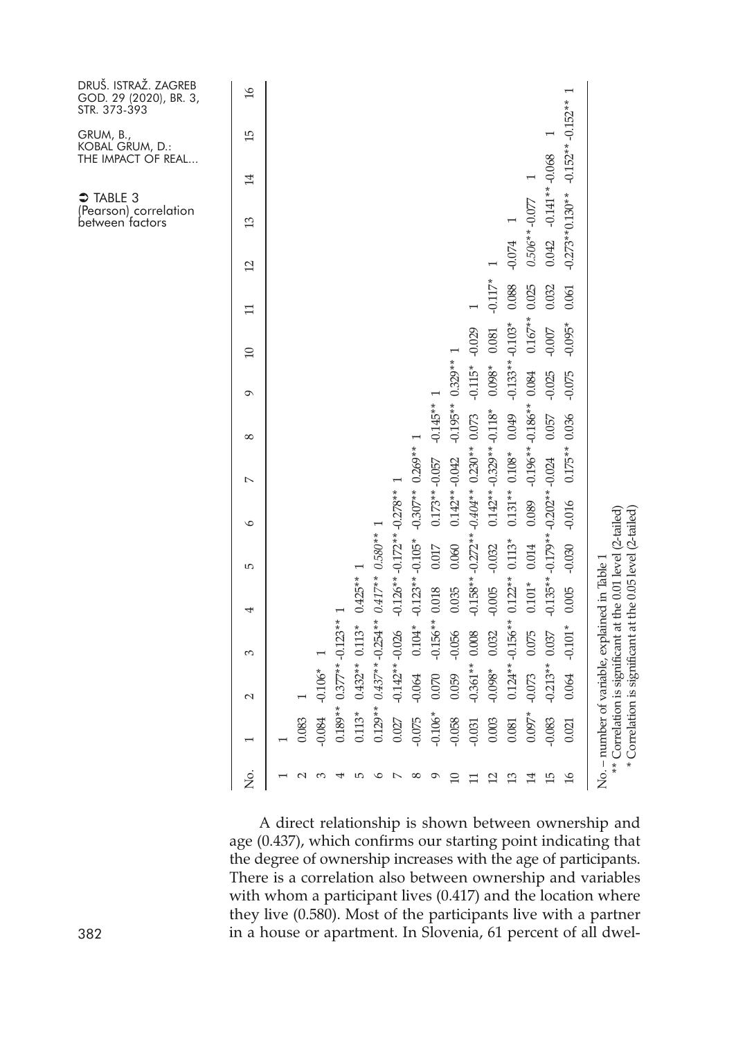TABLE 3
(Pearson) correlation between factors

| No. | 1 | 2 | 3 | 4 | 5 | 6 | 7 | 8 | 9 | 10 | 11 | 12 | 13 | 14 | 15 | 16 |
|---|---|---|---|---|---|---|---|---|---|---|---|---|---|---|---|---|
| 1 | 1 | | | | | | | | | | | | | | | |
| 2 | 0.083 | 1 | | | | | | | | | | | | | | |
| 3 | -0.084 | -0.106* | 1 | | | | | | | | | | | | | |
| 4 | 0.189** | 0.377** | -0.123** | 1 | | | | | | | | | | | | |
| 5 | 0.113* | 0.432** | 0.113* | 0.425** | 1 | | | | | | | | | | | |
| 6 | 0.129** | *0.437*** | -0.254** | *0.417*** | *0.580*** | 1 | | | | | | | | | | |
| 7 | 0.027 | -0.142** | -0.026 | -0.126** | -0.172** | -0.278** | 1 | | | | | | | | | |
| 8 | -0.075 | -0.064 | 0.104* | -0.123** | -0.105* | -0.307** | 0.269** | 1 | | | | | | | | |
| 9 | -0.106* | 0.070 | -0.156** | 0.018 | 0.017 | 0.173** | -0.057 | -0.145** | 1 | | | | | | | |
| 10 | -0.058 | 0.059 | -0.056 | 0.035 | 0.060 | 0.142** | -0.042 | -0.195** | 0.329** | 1 | | | | | | |
| 11 | -0.031 | -0.361** | 0.008 | -0.158** | -0.272** | *-0.404*** | 0.230** | 0.073 | -0.115* | -0.029 | 1 | | | | | |
| 12 | 0.003 | -0.098* | 0.032 | -0.005 | -0.032 | 0.142** | -0.329** | -0.118* | 0.098* | 0.081 | -0.117* | 1 | | | | |
| 13 | 0.081 | 0.124** | -0.156** | 0.122** | 0.113* | 0.131** | 0.108* | 0.049 | -0.133** | -0.103* | 0.088 | -0.074 | 1 | | | |
| 14 | 0.097* | -0.073 | 0.075 | 0.101* | 0.014 | 0.089 | -0.196** | -0.186** | 0.084 | 0.167** | 0.025 | *0.506*** | -0.077 | 1 | | |
| 15 | -0.083 | -0.213** | 0.037 | -0.135** | -0.179** | -0.202** | -0.024 | 0.057 | -0.025 | -0.007 | 0.032 | 0.042 | -0.141** | -0.068 | 1 | |
| 16 | 0.021 | 0.064 | -0.101* | 0.005 | -0.030 | -0.016 | 0.175** | 0.036 | -0.075 | -0.095* | 0.061 | -0.273** | 0.130** | -0.152** | -0.152** | 1 |

No. – number of variable, explained in Table 1
** Correlation is significant at the 0.01 level (2-tailed)
* Correlation is significant at the 0.05 level (2-tailed)

A direct relationship is shown between ownership and age (0.437), which confirms our starting point indicating that the degree of ownership increases with the age of participants. There is a correlation also between ownership and variables with whom a participant lives (0.417) and the location where they live (0.580). Most of the participants live with a partner in a house or apartment. In Slovenia, 61 percent of all dwel-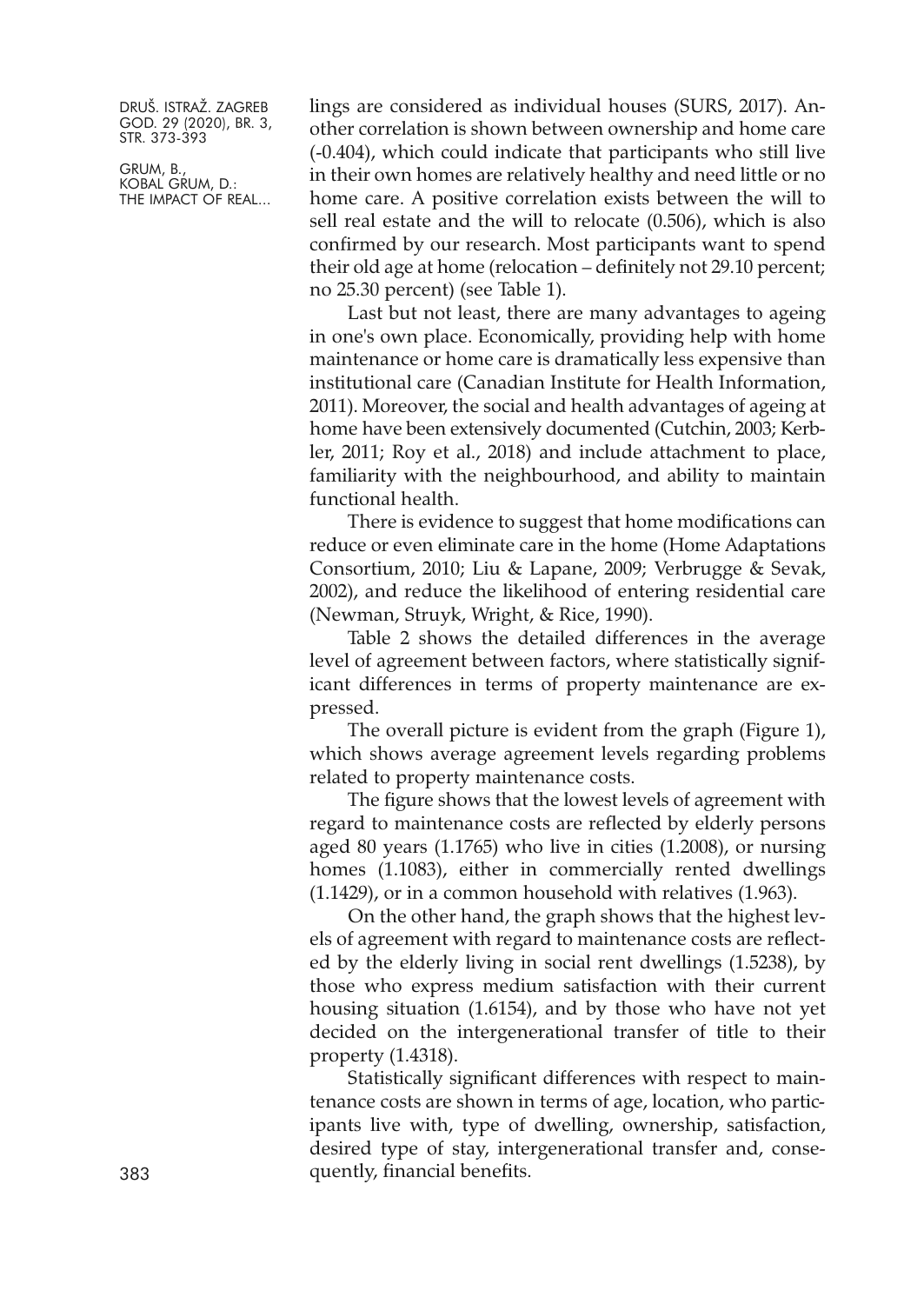lings are considered as individual houses (SURS, 2017). Another correlation is shown between ownership and home care (-0.404), which could indicate that participants who still live in their own homes are relatively healthy and need little or no home care. A positive correlation exists between the will to sell real estate and the will to relocate (0.506), which is also confirmed by our research. Most participants want to spend their old age at home (relocation – definitely not 29.10 percent; no 25.30 percent) (see Table 1).

Last but not least, there are many advantages to ageing in one's own place. Economically, providing help with home maintenance or home care is dramatically less expensive than institutional care (Canadian Institute for Health Information, 2011). Moreover, the social and health advantages of ageing at home have been extensively documented (Cutchin, 2003; Kerbler, 2011; Roy et al., 2018) and include attachment to place, familiarity with the neighbourhood, and ability to maintain functional health.

There is evidence to suggest that home modifications can reduce or even eliminate care in the home (Home Adaptations Consortium, 2010; Liu & Lapane, 2009; Verbrugge & Sevak, 2002), and reduce the likelihood of entering residential care (Newman, Struyk, Wright, & Rice, 1990).

Table 2 shows the detailed differences in the average level of agreement between factors, where statistically significant differences in terms of property maintenance are expressed.

The overall picture is evident from the graph (Figure 1), which shows average agreement levels regarding problems related to property maintenance costs.

The figure shows that the lowest levels of agreement with regard to maintenance costs are reflected by elderly persons aged 80 years (1.1765) who live in cities (1.2008), or nursing homes (1.1083), either in commercially rented dwellings (1.1429), or in a common household with relatives (1.963).

On the other hand, the graph shows that the highest levels of agreement with regard to maintenance costs are reflected by the elderly living in social rent dwellings (1.5238), by those who express medium satisfaction with their current housing situation (1.6154), and by those who have not yet decided on the intergenerational transfer of title to their property (1.4318).

Statistically significant differences with respect to maintenance costs are shown in terms of age, location, who participants live with, type of dwelling, ownership, satisfaction, desired type of stay, intergenerational transfer and, consequently, financial benefits.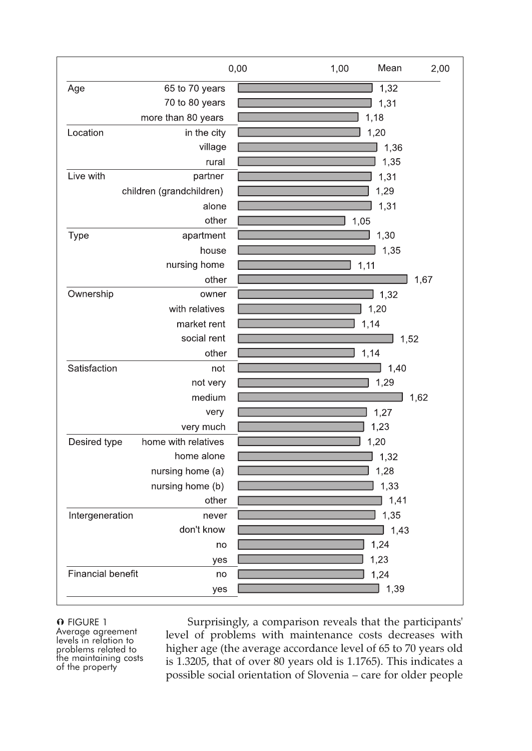| | | Mean |
|---|---|---|
| Age | 65 to 70 years | 1,32 |
| | 70 to 80 years | 1,31 |
| | more than 80 years | 1,18 |
| Location | in the city | 1,20 |
| | village | 1,36 |
| | rural | 1,35 |
| Live with | partner | 1,31 |
| | children (grandchildren) | 1,29 |
| | alone | 1,31 |
| | other | 1,05 |
| Type | apartment | 1,30 |
| | house | 1,35 |
| | nursing home | 1,11 |
| | other | 1,67 |
| Ownership | owner | 1,32 |
| | with relatives | 1,20 |
| | market rent | 1,14 |
| | social rent | 1,52 |
| | other | 1,14 |
| Satisfaction | not | 1,40 |
| | not very | 1,29 |
| | medium | 1,62 |
| | very | 1,27 |
| | very much | 1,23 |
| Desired type | home with relatives | 1,20 |
| | home alone | 1,32 |
| | nursing home (a) | 1,28 |
| | nursing home (b) | 1,33 |
| | other | 1,41 |
| Intergeneration | never | 1,35 |
| | don't know | 1,43 |
| | no | 1,24 |
| | yes | 1,23 |
| Financial benefit | no | 1,24 |
| | yes | 1,39 |

FIGURE 1
Average agreement levels in relation to problems related to the maintaining costs of the property

Surprisingly, a comparison reveals that the participants' level of problems with maintenance costs decreases with higher age (the average accordance level of 65 to 70 years old is 1.3205, that of over 80 years old is 1.1765). This indicates a possible social orientation of Slovenia – care for older people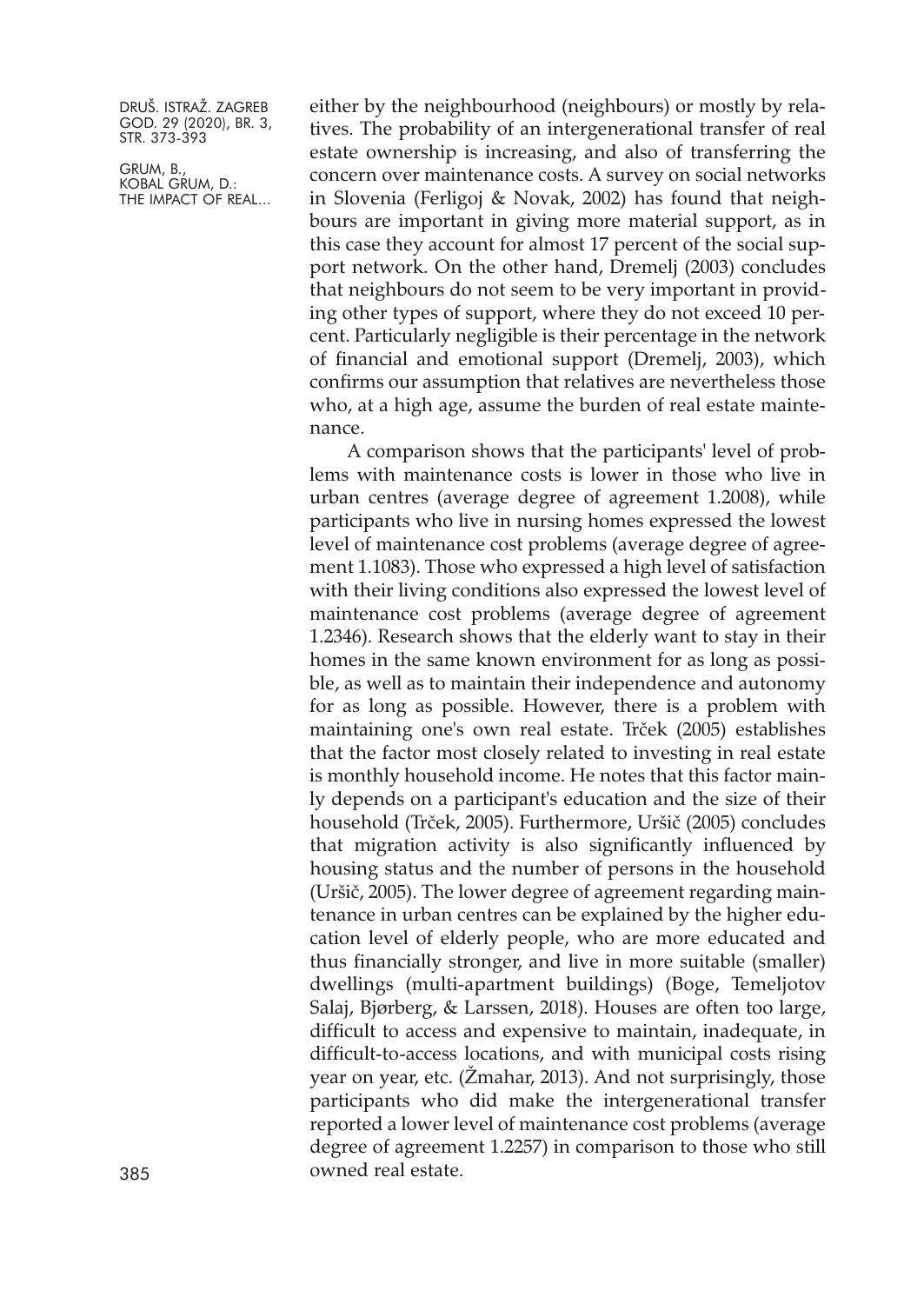either by the neighbourhood (neighbours) or mostly by relatives. The probability of an intergenerational transfer of real estate ownership is increasing, and also of transferring the concern over maintenance costs. A survey on social networks in Slovenia (Ferligoj & Novak, 2002) has found that neighbours are important in giving more material support, as in this case they account for almost 17 percent of the social support network. On the other hand, Dremelj (2003) concludes that neighbours do not seem to be very important in providing other types of support, where they do not exceed 10 percent. Particularly negligible is their percentage in the network of financial and emotional support (Dremelj, 2003), which confirms our assumption that relatives are nevertheless those who, at a high age, assume the burden of real estate maintenance.

A comparison shows that the participants' level of problems with maintenance costs is lower in those who live in urban centres (average degree of agreement 1.2008), while participants who live in nursing homes expressed the lowest level of maintenance cost problems (average degree of agreement 1.1083). Those who expressed a high level of satisfaction with their living conditions also expressed the lowest level of maintenance cost problems (average degree of agreement 1.2346). Research shows that the elderly want to stay in their homes in the same known environment for as long as possible, as well as to maintain their independence and autonomy for as long as possible. However, there is a problem with maintaining one's own real estate. Trček (2005) establishes that the factor most closely related to investing in real estate is monthly household income. He notes that this factor mainly depends on a participant's education and the size of their household (Trček, 2005). Furthermore, Uršič (2005) concludes that migration activity is also significantly influenced by housing status and the number of persons in the household (Uršič, 2005). The lower degree of agreement regarding maintenance in urban centres can be explained by the higher education level of elderly people, who are more educated and thus financially stronger, and live in more suitable (smaller) dwellings (multi-apartment buildings) (Boge, Temeljotov Salaj, Bjørberg, & Larssen, 2018). Houses are often too large, difficult to access and expensive to maintain, inadequate, in difficult-to-access locations, and with municipal costs rising year on year, etc. (Žmahar, 2013). And not surprisingly, those participants who did make the intergenerational transfer reported a lower level of maintenance cost problems (average degree of agreement 1.2257) in comparison to those who still owned real estate.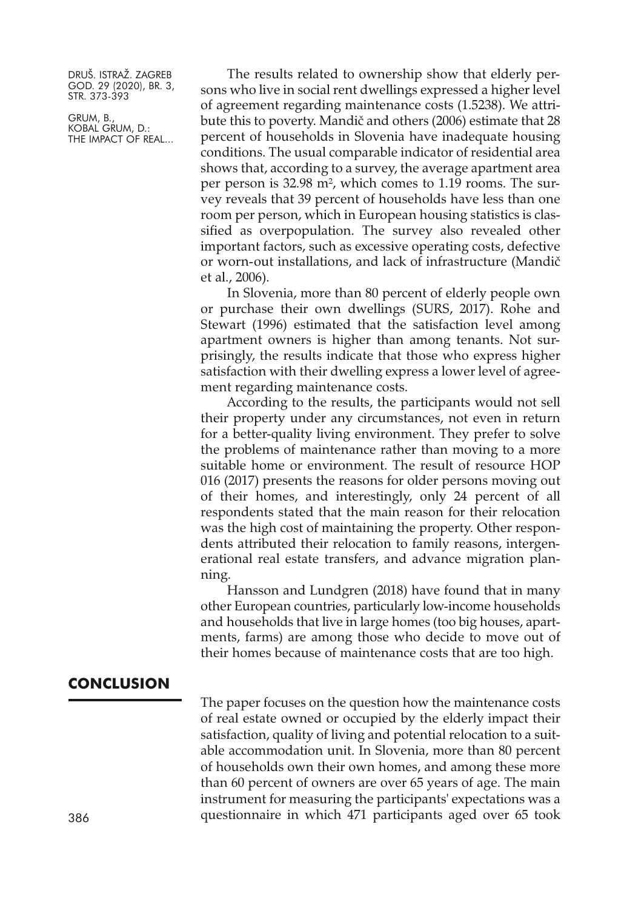The results related to ownership show that elderly persons who live in social rent dwellings expressed a higher level of agreement regarding maintenance costs (1.5238). We attribute this to poverty. Mandič and others (2006) estimate that 28 percent of households in Slovenia have inadequate housing conditions. The usual comparable indicator of residential area shows that, according to a survey, the average apartment area per person is 32.98 $m^2$, which comes to 1.19 rooms. The survey reveals that 39 percent of households have less than one room per person, which in European housing statistics is classified as overpopulation. The survey also revealed other important factors, such as excessive operating costs, defective or worn-out installations, and lack of infrastructure (Mandič et al., 2006).

In Slovenia, more than 80 percent of elderly people own or purchase their own dwellings (SURS, 2017). Rohe and Stewart (1996) estimated that the satisfaction level among apartment owners is higher than among tenants. Not surprisingly, the results indicate that those who express higher satisfaction with their dwelling express a lower level of agreement regarding maintenance costs.

According to the results, the participants would not sell their property under any circumstances, not even in return for a better-quality living environment. They prefer to solve the problems of maintenance rather than moving to a more suitable home or environment. The result of resource HOP 016 (2017) presents the reasons for older persons moving out of their homes, and interestingly, only 24 percent of all respondents stated that the main reason for their relocation was the high cost of maintaining the property. Other respondents attributed their relocation to family reasons, intergenerational real estate transfers, and advance migration planning.

Hansson and Lundgren (2018) have found that in many other European countries, particularly low-income households and households that live in large homes (too big houses, apartments, farms) are among those who decide to move out of their homes because of maintenance costs that are too high.

## CONCLUSION

The paper focuses on the question how the maintenance costs of real estate owned or occupied by the elderly impact their satisfaction, quality of living and potential relocation to a suitable accommodation unit. In Slovenia, more than 80 percent of households own their own homes, and among these more than 60 percent of owners are over 65 years of age. The main instrument for measuring the participants' expectations was a questionnaire in which 471 participants aged over 65 took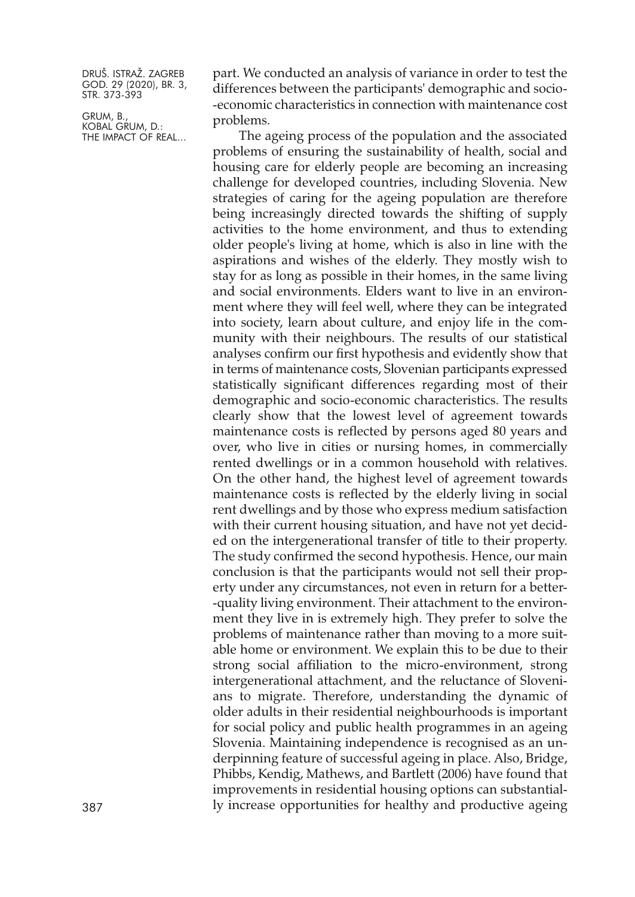part. We conducted an analysis of variance in order to test the differences between the participants' demographic and socio-economic characteristics in connection with maintenance cost problems.

The ageing process of the population and the associated problems of ensuring the sustainability of health, social and housing care for elderly people are becoming an increasing challenge for developed countries, including Slovenia. New strategies of caring for the ageing population are therefore being increasingly directed towards the shifting of supply activities to the home environment, and thus to extending older people's living at home, which is also in line with the aspirations and wishes of the elderly. They mostly wish to stay for as long as possible in their homes, in the same living and social environments. Elders want to live in an environment where they will feel well, where they can be integrated into society, learn about culture, and enjoy life in the community with their neighbours. The results of our statistical analyses confirm our first hypothesis and evidently show that in terms of maintenance costs, Slovenian participants expressed statistically significant differences regarding most of their demographic and socio-economic characteristics. The results clearly show that the lowest level of agreement towards maintenance costs is reflected by persons aged 80 years and over, who live in cities or nursing homes, in commercially rented dwellings or in a common household with relatives. On the other hand, the highest level of agreement towards maintenance costs is reflected by the elderly living in social rent dwellings and by those who express medium satisfaction with their current housing situation, and have not yet decided on the intergenerational transfer of title to their property. The study confirmed the second hypothesis. Hence, our main conclusion is that the participants would not sell their property under any circumstances, not even in return for a better-quality living environment. Their attachment to the environment they live in is extremely high. They prefer to solve the problems of maintenance rather than moving to a more suitable home or environment. We explain this to be due to their strong social affiliation to the micro-environment, strong intergenerational attachment, and the reluctance of Slovenians to migrate. Therefore, understanding the dynamic of older adults in their residential neighbourhoods is important for social policy and public health programmes in an ageing Slovenia. Maintaining independence is recognised as an underpinning feature of successful ageing in place. Also, Bridge, Phibbs, Kendig, Mathews, and Bartlett (2006) have found that improvements in residential housing options can substantially increase opportunities for healthy and productive ageing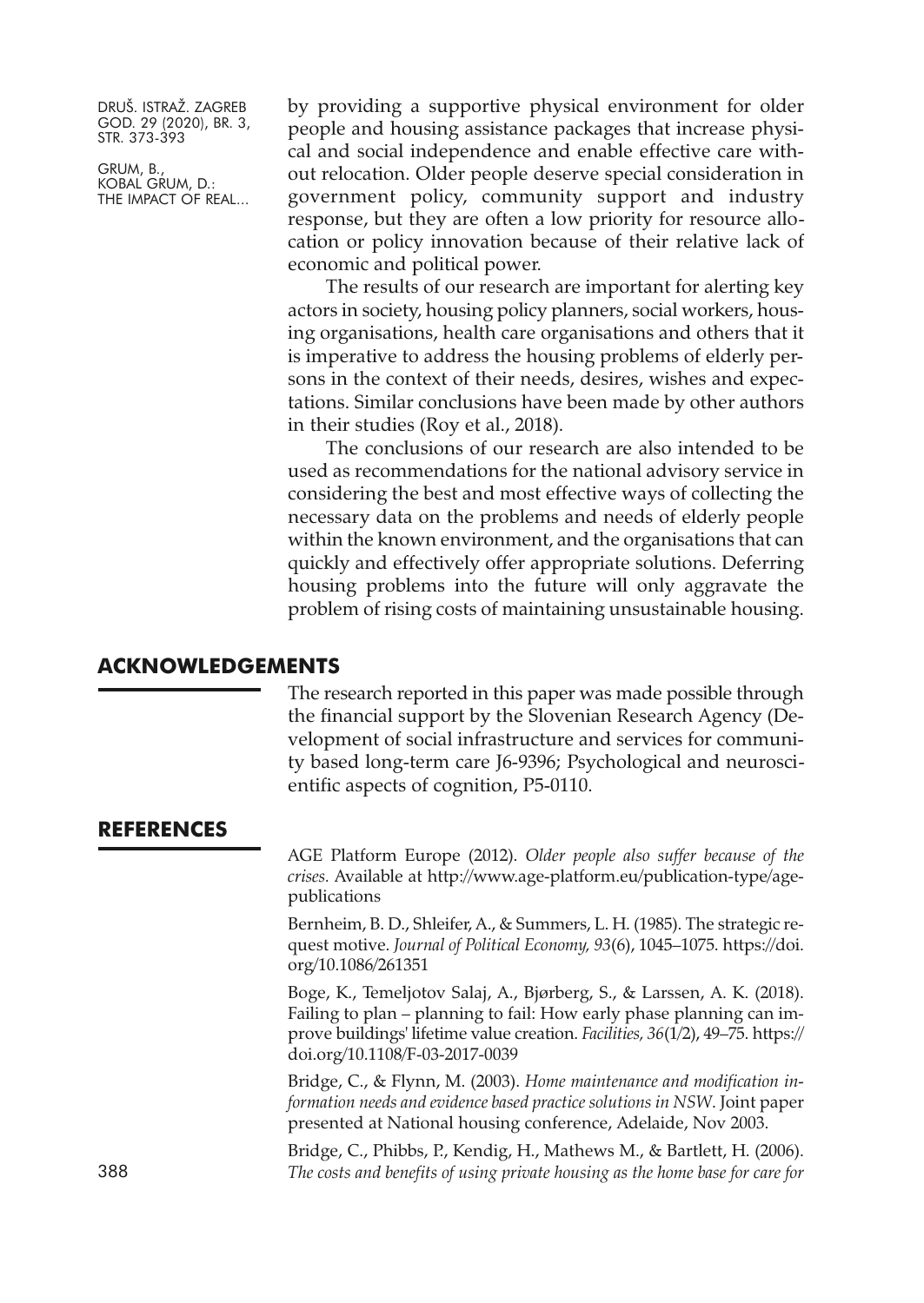by providing a supportive physical environment for older people and housing assistance packages that increase physical and social independence and enable effective care without relocation. Older people deserve special consideration in government policy, community support and industry response, but they are often a low priority for resource allocation or policy innovation because of their relative lack of economic and political power.

The results of our research are important for alerting key actors in society, housing policy planners, social workers, housing organisations, health care organisations and others that it is imperative to address the housing problems of elderly persons in the context of their needs, desires, wishes and expectations. Similar conclusions have been made by other authors in their studies (Roy et al., 2018).

The conclusions of our research are also intended to be used as recommendations for the national advisory service in considering the best and most effective ways of collecting the necessary data on the problems and needs of elderly people within the known environment, and the organisations that can quickly and effectively offer appropriate solutions. Deferring housing problems into the future will only aggravate the problem of rising costs of maintaining unsustainable housing.

## ACKNOWLEDGEMENTS

The research reported in this paper was made possible through the financial support by the Slovenian Research Agency (Development of social infrastructure and services for community based long-term care J6-9396; Psychological and neuroscientific aspects of cognition, P5-0110.

## REFERENCES

AGE Platform Europe (2012). *Older people also suffer because of the crises.* Available at http://www.age-platform.eu/publication-type/age-publications

Bernheim, B. D., Shleifer, A., & Summers, L. H. (1985). The strategic request motive. *Journal of Political Economy, 93*(6), 1045–1075. https://doi.org/10.1086/261351

Boge, K., Temeljotov Salaj, A., Bjørberg, S., & Larssen, A. K. (2018). Failing to plan – planning to fail: How early phase planning can improve buildings' lifetime value creation. *Facilities, 36*(1/2), 49–75. https://doi.org/10.1108/F-03-2017-0039

Bridge, C., & Flynn, M. (2003). *Home maintenance and modification information needs and evidence based practice solutions in NSW*. Joint paper presented at National housing conference, Adelaide, Nov 2003.

Bridge, C., Phibbs, P., Kendig, H., Mathews M., & Bartlett, H. (2006). *The costs and benefits of using private housing as the home base for care for*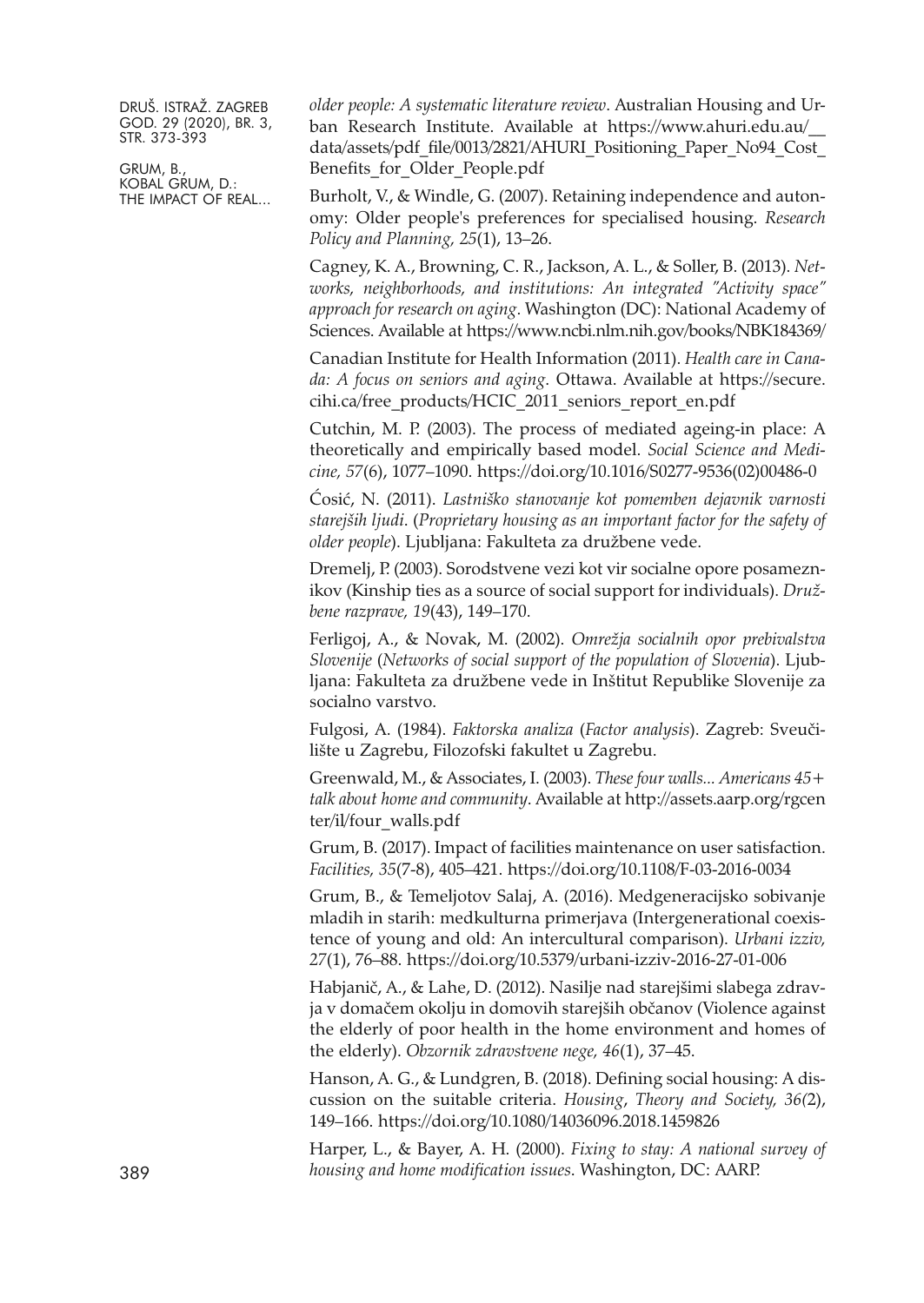*older people: A systematic literature review*. Australian Housing and Urban Research Institute. Available at https://www.ahuri.edu.au/__data/assets/pdf_file/0013/2821/AHURI_Positioning_Paper_No94_Cost_Benefits_for_Older_People.pdf

Burholt, V., & Windle, G. (2007). Retaining independence and autonomy: Older people's preferences for specialised housing. *Research Policy and Planning, 25*(1), 13–26.

Cagney, K. A., Browning, C. R., Jackson, A. L., & Soller, B. (2013). *Networks, neighborhoods, and institutions: An integrated "Activity space" approach for research on aging*. Washington (DC): National Academy of Sciences. Available at https://www.ncbi.nlm.nih.gov/books/NBK184369/

Canadian Institute for Health Information (2011). *Health care in Canada: A focus on seniors and aging*. Ottawa. Available at https://secure.cihi.ca/free_products/HCIC_2011_seniors_report_en.pdf

Cutchin, M. P. (2003). The process of mediated ageing-in place: A theoretically and empirically based model. *Social Science and Medicine, 57*(6), 1077–1090. https://doi.org/10.1016/S0277-9536(02)00486-0

Ćosić, N. (2011). *Lastniško stanovanje kot pomemben dejavnik varnosti starejših ljudi*. (*Proprietary housing as an important factor for the safety of older people*). Ljubljana: Fakulteta za družbene vede.

Dremelj, P. (2003). Sorodstvene vezi kot vir socialne opore posameznikov (Kinship ties as a source of social support for individuals). *Družbene razprave, 19*(43), 149–170.

Ferligoj, A., & Novak, M. (2002). *Omrežja socialnih opor prebivalstva Slovenije* (*Networks of social support of the population of Slovenia*). Ljubljana: Fakulteta za družbene vede in Inštitut Republike Slovenije za socialno varstvo.

Fulgosi, A. (1984). *Faktorska analiza* (*Factor analysis*). Zagreb: Sveučilište u Zagrebu, Filozofski fakultet u Zagrebu.

Greenwald, M., & Associates, I. (2003). *These four walls... Americans 45+ talk about home and community*. Available at http://assets.aarp.org/rgcenter/il/four_walls.pdf

Grum, B. (2017). Impact of facilities maintenance on user satisfaction. *Facilities, 35*(7-8), 405–421. https://doi.org/10.1108/F-03-2016-0034

Grum, B., & Temeljotov Salaj, A. (2016). Medgeneracijsko sobivanje mladih in starih: medkulturna primerjava (Intergenerational coexistence of young and old: An intercultural comparison). *Urbani izziv, 27*(1), 76–88. https://doi.org/10.5379/urbani-izziv-2016-27-01-006

Habjanič, A., & Lahe, D. (2012). Nasilje nad starejšimi slabega zdravja v domačem okolju in domovih starejših občanov (Violence against the elderly of poor health in the home environment and homes of the elderly). *Obzornik zdravstvene nege, 46*(1), 37–45.

Hanson, A. G., & Lundgren, B. (2018). Defining social housing: A discussion on the suitable criteria. *Housing, Theory and Society, 36*(2), 149–166. https://doi.org/10.1080/14036096.2018.1459826

Harper, L., & Bayer, A. H. (2000). *Fixing to stay: A national survey of housing and home modification issues*. Washington, DC: AARP.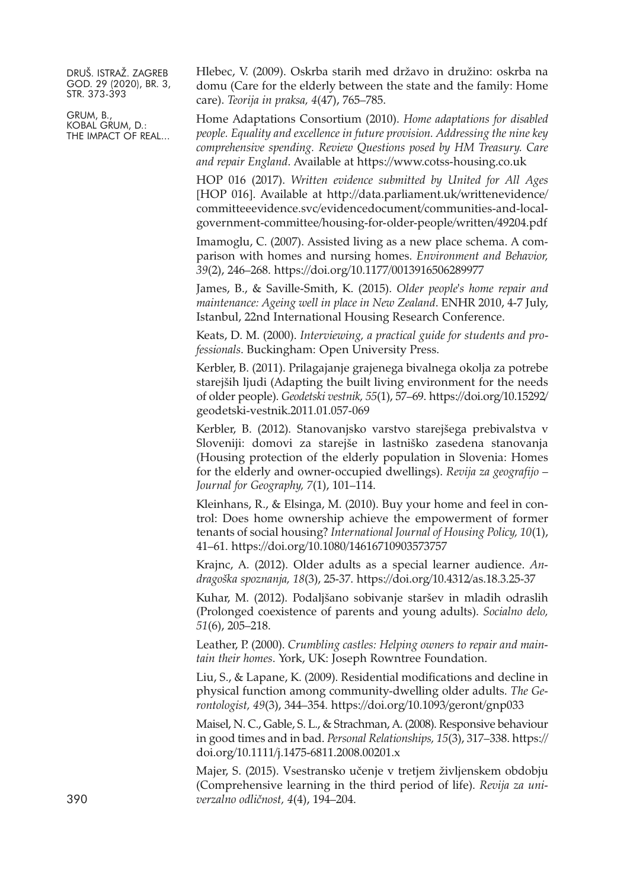Hlebec, V. (2009). Oskrba starih med državo in družino: oskrba na domu (Care for the elderly between the state and the family: Home care). *Teorija in praksa, 4*(47), 765–785.

Home Adaptations Consortium (2010). *Home adaptations for disabled people. Equality and excellence in future provision. Addressing the nine key comprehensive spending. Review Questions posed by HM Treasury. Care and repair England*. Available at https://www.cotss-housing.co.uk

HOP 016 (2017). *Written evidence submitted by United for All Ages* [HOP 016]. Available at http://data.parliament.uk/writtenevidence/committeeevidence.svc/evidencedocument/communities-and-local-government-committee/housing-for-older-people/written/49204.pdf

Imamoglu, C. (2007). Assisted living as a new place schema. A comparison with homes and nursing homes. *Environment and Behavior, 39*(2), 246–268. https://doi.org/10.1177/0013916506289977

James, B., & Saville-Smith, K. (2015). *Older people's home repair and maintenance: Ageing well in place in New Zealand*. ENHR 2010, 4-7 July, Istanbul, 22nd International Housing Research Conference.

Keats, D. M. (2000). *Interviewing, a practical guide for students and professionals*. Buckingham: Open University Press.

Kerbler, B. (2011). Prilagajanje grajenega bivalnega okolja za potrebe starejših ljudi (Adapting the built living environment for the needs of older people). *Geodetski vestnik, 55*(1), 57–69. https://doi.org/10.15292/geodetski-vestnik.2011.01.057-069

Kerbler, B. (2012). Stanovanjsko varstvo starejšega prebivalstva v Sloveniji: domovi za starejše in lastniško zasedena stanovanja (Housing protection of the elderly population in Slovenia: Homes for the elderly and owner-occupied dwellings). *Revija za geografijo – Journal for Geography, 7*(1), 101–114.

Kleinhans, R., & Elsinga, M. (2010). Buy your home and feel in control: Does home ownership achieve the empowerment of former tenants of social housing? *International Journal of Housing Policy, 10*(1), 41–61. https://doi.org/10.1080/14616710903573757

Krajnc, A. (2012). Older adults as a special learner audience. *Andragoška spoznanja, 18*(3), 25-37. https://doi.org/10.4312/as.18.3.25-37

Kuhar, M. (2012). Podaljšano sobivanje staršev in mladih odraslih (Prolonged coexistence of parents and young adults). *Socialno delo, 51*(6), 205–218.

Leather, P. (2000). *Crumbling castles: Helping owners to repair and maintain their homes*. York, UK: Joseph Rowntree Foundation.

Liu, S., & Lapane, K. (2009). Residential modifications and decline in physical function among community-dwelling older adults. *The Gerontologist, 49*(3), 344–354. https://doi.org/10.1093/geront/gnp033

Maisel, N. C., Gable, S. L., & Strachman, A. (2008). Responsive behaviour in good times and in bad. *Personal Relationships, 15*(3), 317–338. https://doi.org/10.1111/j.1475-6811.2008.00201.x

Majer, S. (2015). Vsestransko učenje v tretjem življenskem obdobju (Comprehensive learning in the third period of life). *Revija za univerzalno odličnost, 4*(4), 194–204.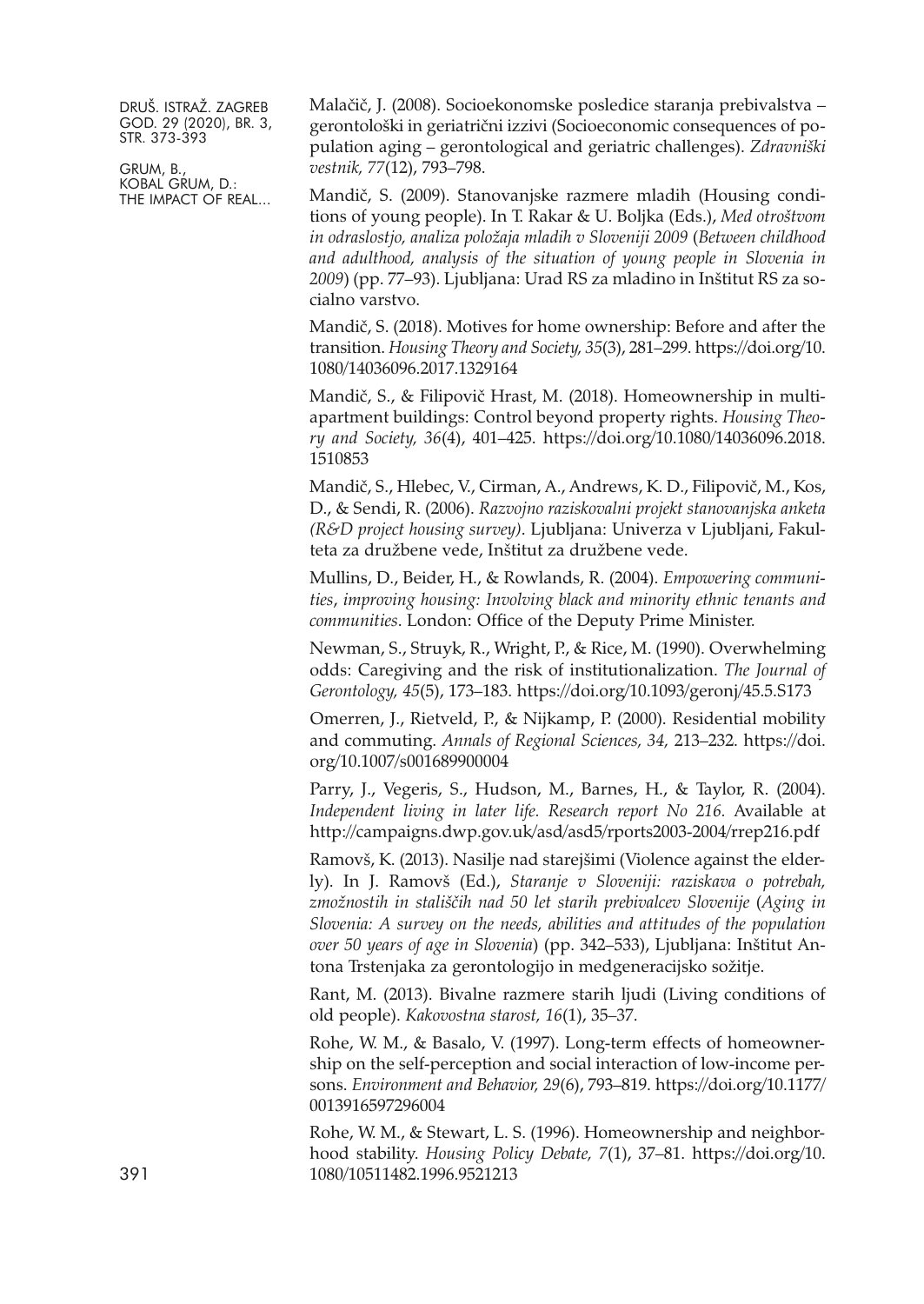Malačič, J. (2008). Socioekonomske posledice staranja prebivalstva – gerontološki in geriatrični izzivi (Socioeconomic consequences of population aging – gerontological and geriatric challenges). *Zdravniški vestnik, 77*(12), 793–798.

Mandič, S. (2009). Stanovanjske razmere mladih (Housing conditions of young people). In T. Rakar & U. Boljka (Eds.), *Med otroštvom in odraslostjo, analiza položaja mladih v Sloveniji 2009* (*Between childhood and adulthood, analysis of the situation of young people in Slovenia in 2009*) (pp. 77–93). Ljubljana: Urad RS za mladino in Inštitut RS za socialno varstvo.

Mandič, S. (2018). Motives for home ownership: Before and after the transition. *Housing Theory and Society, 35*(3), 281–299. https://doi.org/10.1080/14036096.2017.1329164

Mandič, S., & Filipovič Hrast, M. (2018). Homeownership in multi-apartment buildings: Control beyond property rights. *Housing Theory and Society, 36*(4), 401–425. https://doi.org/10.1080/14036096.2018.1510853

Mandič, S., Hlebec, V., Cirman, A., Andrews, K. D., Filipovič, M., Kos, D., & Sendi, R. (2006). *Razvojno raziskovalni projekt stanovanjska anketa (R&D project housing survey)*. Ljubljana: Univerza v Ljubljani, Fakulteta za družbene vede, Inštitut za družbene vede.

Mullins, D., Beider, H., & Rowlands, R. (2004). *Empowering communities, improving housing: Involving black and minority ethnic tenants and communities*. London: Office of the Deputy Prime Minister.

Newman, S., Struyk, R., Wright, P., & Rice, M. (1990). Overwhelming odds: Caregiving and the risk of institutionalization. *The Journal of Gerontology, 45*(5), 173–183. https://doi.org/10.1093/geronj/45.5.S173

Omerren, J., Rietveld, P., & Nijkamp, P. (2000). Residential mobility and commuting. *Annals of Regional Sciences, 34*, 213–232. https://doi.org/10.1007/s001689900004

Parry, J., Vegeris, S., Hudson, M., Barnes, H., & Taylor, R. (2004). *Independent living in later life. Research report No 216.* Available at http://campaigns.dwp.gov.uk/asd/asd5/rports2003-2004/rrep216.pdf

Ramovš, K. (2013). Nasilje nad starejšimi (Violence against the elderly). In J. Ramovš (Ed.), *Staranje v Sloveniji: raziskava o potrebah, zmožnostih in stališčih nad 50 let starih prebivalcev Slovenije* (*Aging in Slovenia: A survey on the needs, abilities and attitudes of the population over 50 years of age in Slovenia*) (pp. 342–533), Ljubljana: Inštitut Antona Trstenjaka za gerontologijo in medgeneracijsko sožitje.

Rant, M. (2013). Bivalne razmere starih ljudi (Living conditions of old people). *Kakovostna starost, 16*(1), 35–37.

Rohe, W. M., & Basalo, V. (1997). Long-term effects of homeownership on the self-perception and social interaction of low-income persons. *Environment and Behavior, 29*(6), 793–819. https://doi.org/10.1177/0013916597296004

Rohe, W. M., & Stewart, L. S. (1996). Homeownership and neighborhood stability. *Housing Policy Debate, 7*(1), 37–81. https://doi.org/10.1080/10511482.1996.9521213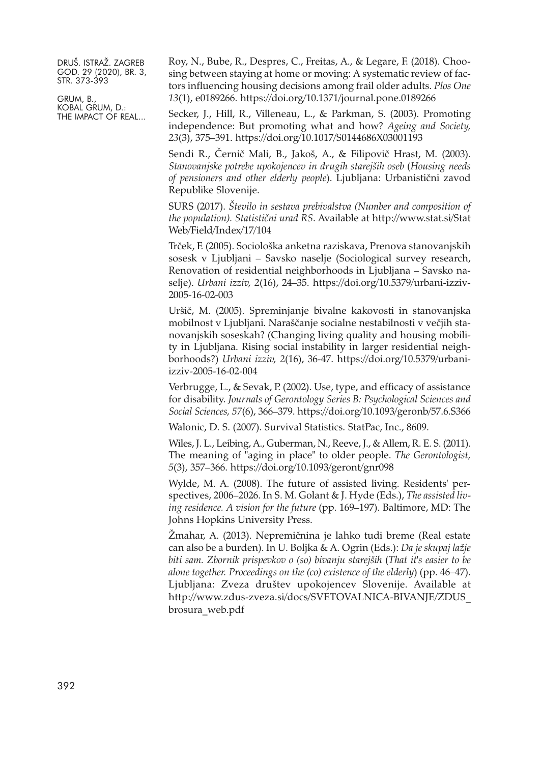Roy, N., Bube, R., Despres, C., Freitas, A., & Legare, F. (2018). Choosing between staying at home or moving: A systematic review of factors influencing housing decisions among frail older adults. *Plos One 13*(1), e0189266. https://doi.org/10.1371/journal.pone.0189266

Secker, J., Hill, R., Villeneau, L., & Parkman, S. (2003). Promoting independence: But promoting what and how? *Ageing and Society, 23*(3), 375–391. https://doi.org/10.1017/S0144686X03001193

Sendi R., Černič Mali, B., Jakoš, A., & Filipovič Hrast, M. (2003). *Stanovanjske potrebe upokojencev in drugih starejših oseb* (*Housing needs of pensioners and other elderly people*). Ljubljana: Urbanistični zavod Republike Slovenije.

SURS (2017). *Število in sestava prebivalstva (Number and composition of the population). Statistični urad RS*. Available at http://www.stat.si/StatWeb/Field/Index/17/104

Trček, F. (2005). Sociološka anketna raziskava, Prenova stanovanjskih sosesk v Ljubljani – Savsko naselje (Sociological survey research, Renovation of residential neighborhoods in Ljubljana – Savsko naselje). *Urbani izziv, 2*(16), 24–35. https://doi.org/10.5379/urbani-izziv-2005-16-02-003

Uršič, M. (2005). Spreminjanje bivalne kakovosti in stanovanjska mobilnost v Ljubljani. Naraščanje socialne nestabilnosti v večjih stanovanjskih soseskah? (Changing living quality and housing mobility in Ljubljana. Rising social instability in larger residential neighborhoods?) *Urbani izziv, 2*(16), 36-47. https://doi.org/10.5379/urbani-izziv-2005-16-02-004

Verbrugge, L., & Sevak, P. (2002). Use, type, and efficacy of assistance for disability. *Journals of Gerontology Series B: Psychological Sciences and Social Sciences, 57*(6), 366–379. https://doi.org/10.1093/geronb/57.6.S366

Walonic, D. S. (2007). Survival Statistics. StatPac, Inc., 8609.

Wiles, J. L., Leibing, A., Guberman, N., Reeve, J., & Allem, R. E. S. (2011). The meaning of "aging in place" to older people. *The Gerontologist, 5*(3), 357–366. https://doi.org/10.1093/geront/gnr098

Wylde, M. A. (2008). The future of assisted living. Residents' perspectives, 2006–2026. In S. M. Golant & J. Hyde (Eds.), *The assisted living residence. A vision for the future* (pp. 169–197). Baltimore, MD: The Johns Hopkins University Press.

Žmahar, A. (2013). Nepremičnina je lahko tudi breme (Real estate can also be a burden). In U. Boljka & A. Ogrin (Eds.): *Da je skupaj lažje biti sam. Zbornik prispevkov o (so) bivanju starejših* (*That it's easier to be alone together. Proceedings on the (co) existence of the elderly*) (pp. 46–47). Ljubljana: Zveza društev upokojencev Slovenije. Available at http://www.zdus-zveza.si/docs/SVETOVALNICA-BIVANJE/ZDUS_brosura_web.pdf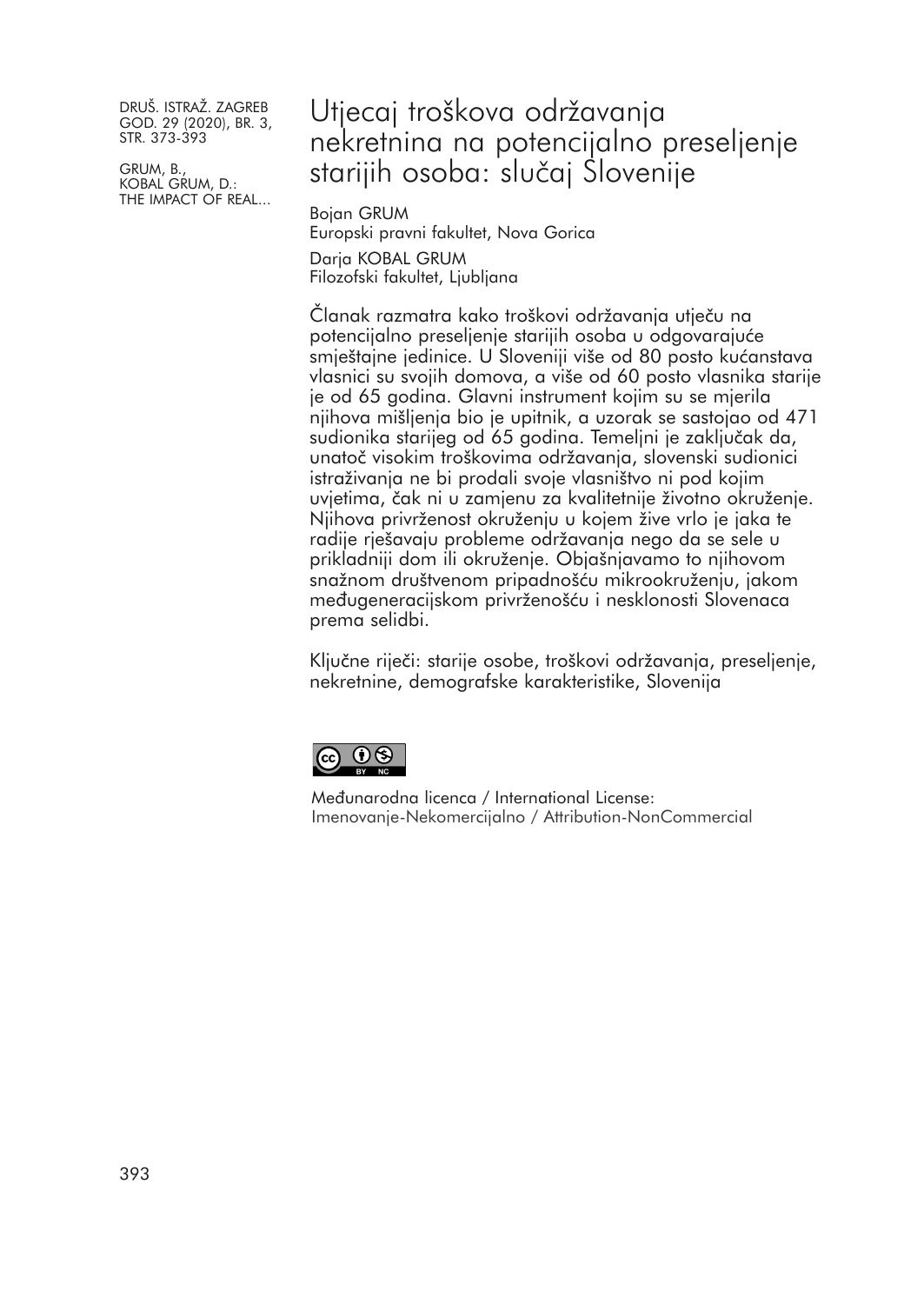# Utjecaj troškova održavanja nekretnina na potencijalno preseljenje starijih osoba: slučaj Slovenije

Bojan GRUM
Europski pravni fakultet, Nova Gorica

Darja KOBAL GRUM
Filozofski fakultet, Ljubljana

Članak razmatra kako troškovi održavanja utječu na potencijalno preseljenje starijih osoba u odgovarajuće smještajne jedinice. U Sloveniji više od 80 posto kućanstava vlasnici su svojih domova, a više od 60 posto vlasnika starije je od 65 godina. Glavni instrument kojim su se mjerila njihova mišljenja bio je upitnik, a uzorak se sastojao od 471 sudionika starijeg od 65 godina. Temeljni je zaključak da, unatoč visokim troškovima održavanja, slovenski sudionici istraživanja ne bi prodali svoje vlasništvo ni pod kojim uvjetima, čak ni u zamjenu za kvalitetnije životno okruženje. Njihova privrženost okruženju u kojem žive vrlo je jaka te radije rješavaju probleme održavanja nego da se sele u prikladniji dom ili okruženje. Objašnjavamo to njihovom snažnom društvenom pripadnošću mikrookruženju, jakom međugeneracijskom privrženošću i nesklonosti Slovenaca prema selidbi.

Ključne riječi: starije osobe, troškovi održavanja, preseljenje, nekretnine, demografske karakteristike, Slovenija

Međunarodna licenca / International License:
Imenovanje-Nekomercijalno / Attribution-NonCommercial